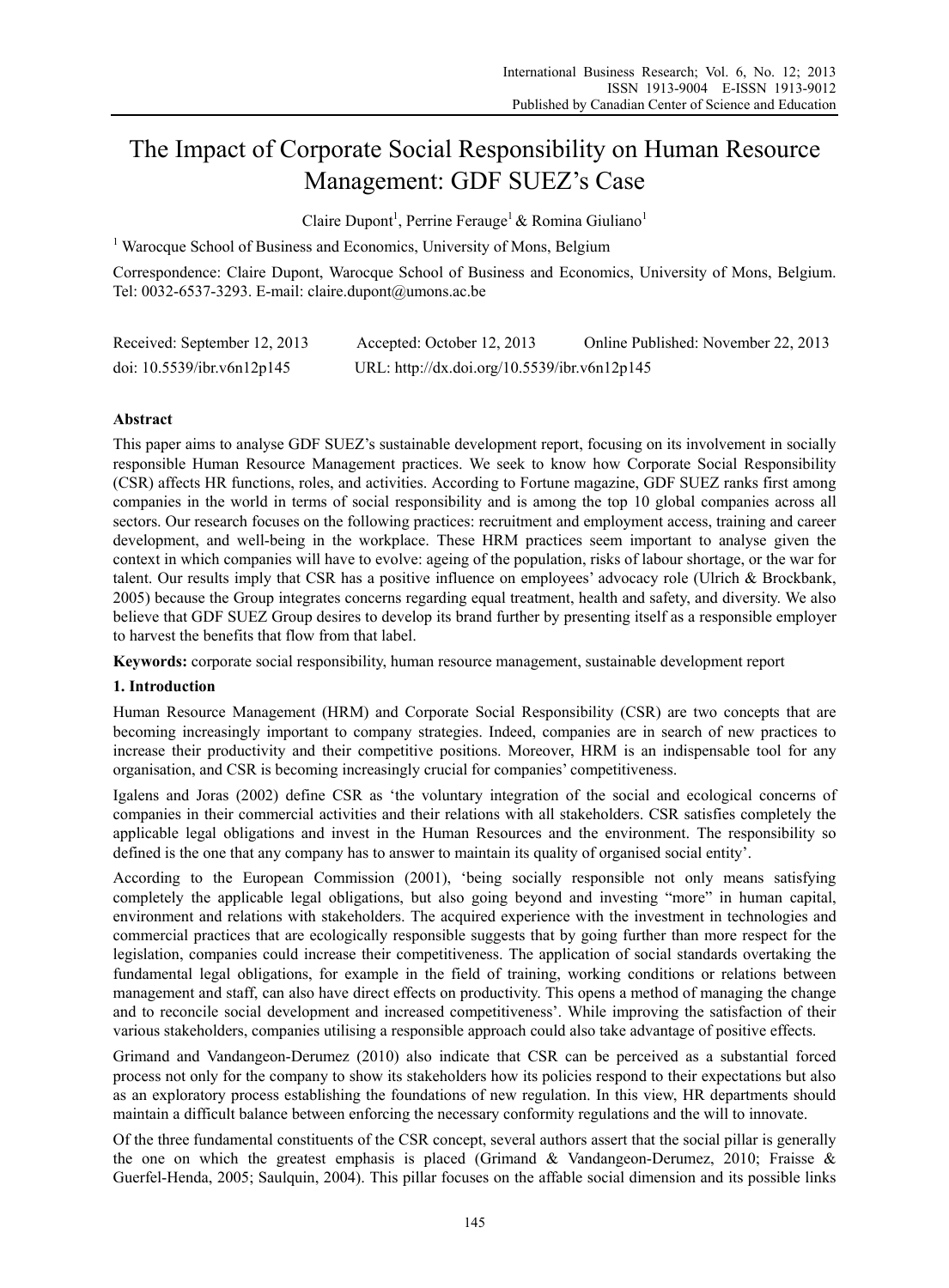# The Impact of Corporate Social Responsibility on Human Resource Management: GDF SUEZ's Case

Claire Dupont[1], Perrine Ferauge[1] & Romina Giuliano[1]

[1] Warocque School of Business and Economics, University of Mons, Belgium

Correspondence: Claire Dupont, Warocque School of Business and Economics, University of Mons, Belgium. Tel: 0032-6537-3293. E-mail: claire.dupont@umons.ac.be

Received: September 12, 2013    Accepted: October 12, 2013    Online Published: November 22, 2013

doi: 10.5539/ibr.v6n12p145    URL: http://dx.doi.org/10.5539/ibr.v6n12p145

## Abstract

This paper aims to analyse GDF SUEZ's sustainable development report, focusing on its involvement in socially responsible Human Resource Management practices. We seek to know how Corporate Social Responsibility (CSR) affects HR functions, roles, and activities. According to Fortune magazine, GDF SUEZ ranks first among companies in the world in terms of social responsibility and is among the top 10 global companies across all sectors. Our research focuses on the following practices: recruitment and employment access, training and career development, and well-being in the workplace. These HRM practices seem important to analyse given the context in which companies will have to evolve: ageing of the population, risks of labour shortage, or the war for talent. Our results imply that CSR has a positive influence on employees' advocacy role (Ulrich & Brockbank, 2005) because the Group integrates concerns regarding equal treatment, health and safety, and diversity. We also believe that GDF SUEZ Group desires to develop its brand further by presenting itself as a responsible employer to harvest the benefits that flow from that label.

**Keywords:** corporate social responsibility, human resource management, sustainable development report

## 1. Introduction

Human Resource Management (HRM) and Corporate Social Responsibility (CSR) are two concepts that are becoming increasingly important to company strategies. Indeed, companies are in search of new practices to increase their productivity and their competitive positions. Moreover, HRM is an indispensable tool for any organisation, and CSR is becoming increasingly crucial for companies' competitiveness.

Igalens and Joras (2002) define CSR as 'the voluntary integration of the social and ecological concerns of companies in their commercial activities and their relations with all stakeholders. CSR satisfies completely the applicable legal obligations and invest in the Human Resources and the environment. The responsibility so defined is the one that any company has to answer to maintain its quality of organised social entity'.

According to the European Commission (2001), 'being socially responsible not only means satisfying completely the applicable legal obligations, but also going beyond and investing "more" in human capital, environment and relations with stakeholders. The acquired experience with the investment in technologies and commercial practices that are ecologically responsible suggests that by going further than more respect for the legislation, companies could increase their competitiveness. The application of social standards overtaking the fundamental legal obligations, for example in the field of training, working conditions or relations between management and staff, can also have direct effects on productivity. This opens a method of managing the change and to reconcile social development and increased competitiveness'. While improving the satisfaction of their various stakeholders, companies utilising a responsible approach could also take advantage of positive effects.

Grimand and Vandangeon-Derumez (2010) also indicate that CSR can be perceived as a substantial forced process not only for the company to show its stakeholders how its policies respond to their expectations but also as an exploratory process establishing the foundations of new regulation. In this view, HR departments should maintain a difficult balance between enforcing the necessary conformity regulations and the will to innovate.

Of the three fundamental constituents of the CSR concept, several authors assert that the social pillar is generally the one on which the greatest emphasis is placed (Grimand & Vandangeon-Derumez, 2010; Fraisse & Guerfel-Henda, 2005; Saulquin, 2004). This pillar focuses on the affable social dimension and its possible links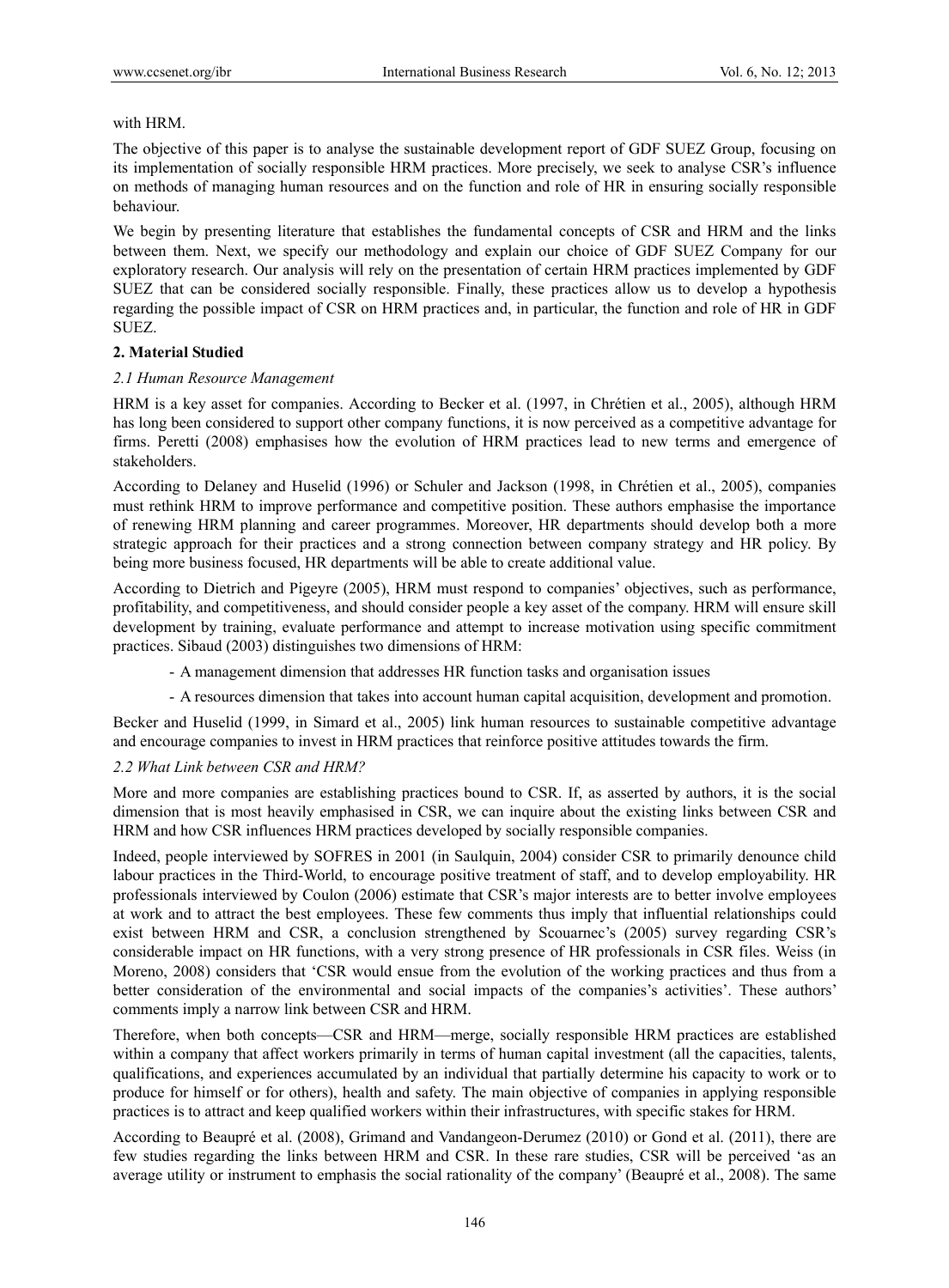with HRM.

The objective of this paper is to analyse the sustainable development report of GDF SUEZ Group, focusing on its implementation of socially responsible HRM practices. More precisely, we seek to analyse CSR's influence on methods of managing human resources and on the function and role of HR in ensuring socially responsible behaviour.

We begin by presenting literature that establishes the fundamental concepts of CSR and HRM and the links between them. Next, we specify our methodology and explain our choice of GDF SUEZ Company for our exploratory research. Our analysis will rely on the presentation of certain HRM practices implemented by GDF SUEZ that can be considered socially responsible. Finally, these practices allow us to develop a hypothesis regarding the possible impact of CSR on HRM practices and, in particular, the function and role of HR in GDF SUEZ.

## 2. Material Studied

### *2.1 Human Resource Management*

HRM is a key asset for companies. According to Becker et al. (1997, in Chrétien et al., 2005), although HRM has long been considered to support other company functions, it is now perceived as a competitive advantage for firms. Peretti (2008) emphasises how the evolution of HRM practices lead to new terms and emergence of stakeholders.

According to Delaney and Huselid (1996) or Schuler and Jackson (1998, in Chrétien et al., 2005), companies must rethink HRM to improve performance and competitive position. These authors emphasise the importance of renewing HRM planning and career programmes. Moreover, HR departments should develop both a more strategic approach for their practices and a strong connection between company strategy and HR policy. By being more business focused, HR departments will be able to create additional value.

According to Dietrich and Pigeyre (2005), HRM must respond to companies' objectives, such as performance, profitability, and competitiveness, and should consider people a key asset of the company. HRM will ensure skill development by training, evaluate performance and attempt to increase motivation using specific commitment practices. Sibaud (2003) distinguishes two dimensions of HRM:

- A management dimension that addresses HR function tasks and organisation issues
- A resources dimension that takes into account human capital acquisition, development and promotion.

Becker and Huselid (1999, in Simard et al., 2005) link human resources to sustainable competitive advantage and encourage companies to invest in HRM practices that reinforce positive attitudes towards the firm.

### *2.2 What Link between CSR and HRM?*

More and more companies are establishing practices bound to CSR. If, as asserted by authors, it is the social dimension that is most heavily emphasised in CSR, we can inquire about the existing links between CSR and HRM and how CSR influences HRM practices developed by socially responsible companies.

Indeed, people interviewed by SOFRES in 2001 (in Saulquin, 2004) consider CSR to primarily denounce child labour practices in the Third-World, to encourage positive treatment of staff, and to develop employability. HR professionals interviewed by Coulon (2006) estimate that CSR's major interests are to better involve employees at work and to attract the best employees. These few comments thus imply that influential relationships could exist between HRM and CSR, a conclusion strengthened by Scouarnec's (2005) survey regarding CSR's considerable impact on HR functions, with a very strong presence of HR professionals in CSR files. Weiss (in Moreno, 2008) considers that 'CSR would ensue from the evolution of the working practices and thus from a better consideration of the environmental and social impacts of the companies's activities'. These authors' comments imply a narrow link between CSR and HRM.

Therefore, when both concepts—CSR and HRM—merge, socially responsible HRM practices are established within a company that affect workers primarily in terms of human capital investment (all the capacities, talents, qualifications, and experiences accumulated by an individual that partially determine his capacity to work or to produce for himself or for others), health and safety. The main objective of companies in applying responsible practices is to attract and keep qualified workers within their infrastructures, with specific stakes for HRM.

According to Beaupré et al. (2008), Grimand and Vandangeon-Derumez (2010) or Gond et al. (2011), there are few studies regarding the links between HRM and CSR. In these rare studies, CSR will be perceived 'as an average utility or instrument to emphasis the social rationality of the company' (Beaupré et al., 2008). The same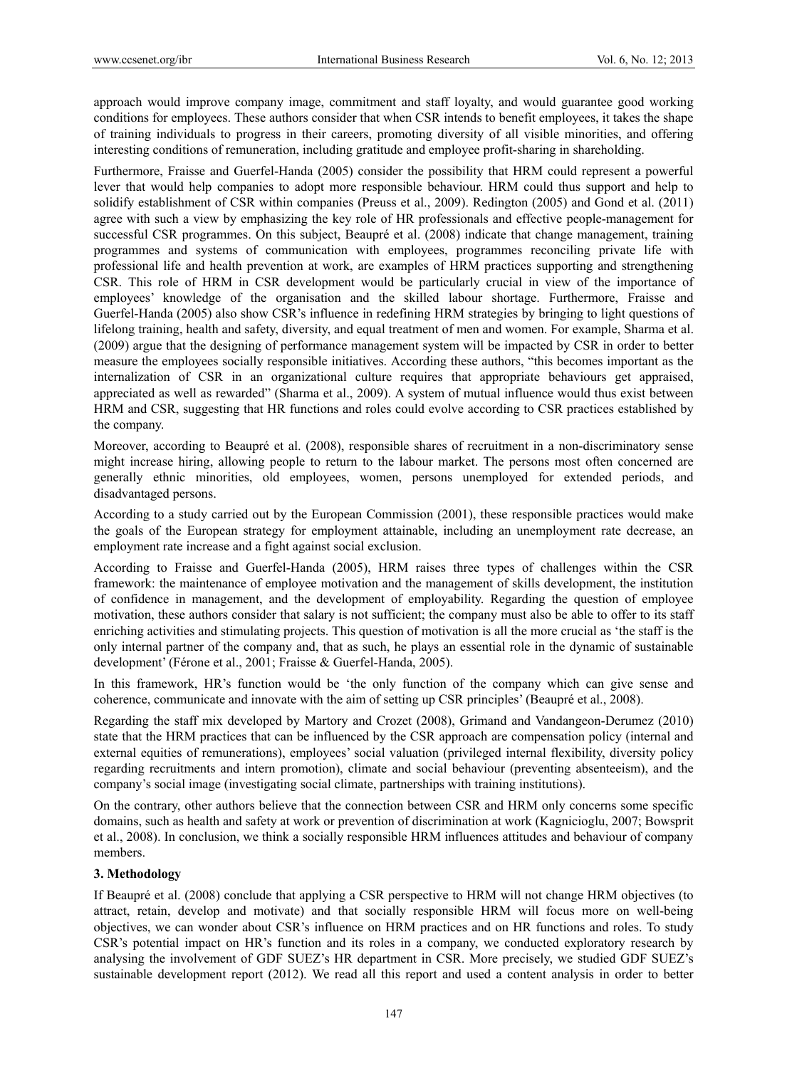approach would improve company image, commitment and staff loyalty, and would guarantee good working conditions for employees. These authors consider that when CSR intends to benefit employees, it takes the shape of training individuals to progress in their careers, promoting diversity of all visible minorities, and offering interesting conditions of remuneration, including gratitude and employee profit-sharing in shareholding.

Furthermore, Fraisse and Guerfel-Handa (2005) consider the possibility that HRM could represent a powerful lever that would help companies to adopt more responsible behaviour. HRM could thus support and help to solidify establishment of CSR within companies (Preuss et al., 2009). Redington (2005) and Gond et al. (2011) agree with such a view by emphasizing the key role of HR professionals and effective people-management for successful CSR programmes. On this subject, Beaupré et al. (2008) indicate that change management, training programmes and systems of communication with employees, programmes reconciling private life with professional life and health prevention at work, are examples of HRM practices supporting and strengthening CSR. This role of HRM in CSR development would be particularly crucial in view of the importance of employees' knowledge of the organisation and the skilled labour shortage. Furthermore, Fraisse and Guerfel-Handa (2005) also show CSR's influence in redefining HRM strategies by bringing to light questions of lifelong training, health and safety, diversity, and equal treatment of men and women. For example, Sharma et al. (2009) argue that the designing of performance management system will be impacted by CSR in order to better measure the employees socially responsible initiatives. According these authors, "this becomes important as the internalization of CSR in an organizational culture requires that appropriate behaviours get appraised, appreciated as well as rewarded" (Sharma et al., 2009). A system of mutual influence would thus exist between HRM and CSR, suggesting that HR functions and roles could evolve according to CSR practices established by the company.

Moreover, according to Beaupré et al. (2008), responsible shares of recruitment in a non-discriminatory sense might increase hiring, allowing people to return to the labour market. The persons most often concerned are generally ethnic minorities, old employees, women, persons unemployed for extended periods, and disadvantaged persons.

According to a study carried out by the European Commission (2001), these responsible practices would make the goals of the European strategy for employment attainable, including an unemployment rate decrease, an employment rate increase and a fight against social exclusion.

According to Fraisse and Guerfel-Handa (2005), HRM raises three types of challenges within the CSR framework: the maintenance of employee motivation and the management of skills development, the institution of confidence in management, and the development of employability. Regarding the question of employee motivation, these authors consider that salary is not sufficient; the company must also be able to offer to its staff enriching activities and stimulating projects. This question of motivation is all the more crucial as 'the staff is the only internal partner of the company and, that as such, he plays an essential role in the dynamic of sustainable development' (Férone et al., 2001; Fraisse & Guerfel-Handa, 2005).

In this framework, HR's function would be 'the only function of the company which can give sense and coherence, communicate and innovate with the aim of setting up CSR principles' (Beaupré et al., 2008).

Regarding the staff mix developed by Martory and Crozet (2008), Grimand and Vandangeon-Derumez (2010) state that the HRM practices that can be influenced by the CSR approach are compensation policy (internal and external equities of remunerations), employees' social valuation (privileged internal flexibility, diversity policy regarding recruitments and intern promotion), climate and social behaviour (preventing absenteeism), and the company's social image (investigating social climate, partnerships with training institutions).

On the contrary, other authors believe that the connection between CSR and HRM only concerns some specific domains, such as health and safety at work or prevention of discrimination at work (Kagnicioglu, 2007; Bowsprit et al., 2008). In conclusion, we think a socially responsible HRM influences attitudes and behaviour of company members.

## 3. Methodology

If Beaupré et al. (2008) conclude that applying a CSR perspective to HRM will not change HRM objectives (to attract, retain, develop and motivate) and that socially responsible HRM will focus more on well-being objectives, we can wonder about CSR's influence on HRM practices and on HR functions and roles. To study CSR's potential impact on HR's function and its roles in a company, we conducted exploratory research by analysing the involvement of GDF SUEZ's HR department in CSR. More precisely, we studied GDF SUEZ's sustainable development report (2012). We read all this report and used a content analysis in order to better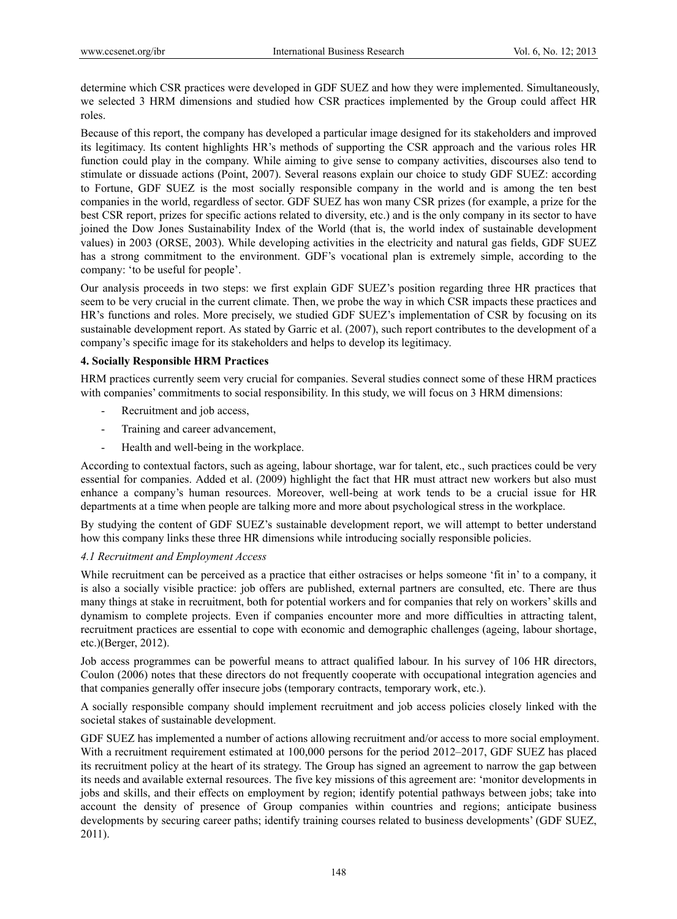determine which CSR practices were developed in GDF SUEZ and how they were implemented. Simultaneously, we selected 3 HRM dimensions and studied how CSR practices implemented by the Group could affect HR roles.

Because of this report, the company has developed a particular image designed for its stakeholders and improved its legitimacy. Its content highlights HR's methods of supporting the CSR approach and the various roles HR function could play in the company. While aiming to give sense to company activities, discourses also tend to stimulate or dissuade actions (Point, 2007). Several reasons explain our choice to study GDF SUEZ: according to Fortune, GDF SUEZ is the most socially responsible company in the world and is among the ten best companies in the world, regardless of sector. GDF SUEZ has won many CSR prizes (for example, a prize for the best CSR report, prizes for specific actions related to diversity, etc.) and is the only company in its sector to have joined the Dow Jones Sustainability Index of the World (that is, the world index of sustainable development values) in 2003 (ORSE, 2003). While developing activities in the electricity and natural gas fields, GDF SUEZ has a strong commitment to the environment. GDF's vocational plan is extremely simple, according to the company: 'to be useful for people'.

Our analysis proceeds in two steps: we first explain GDF SUEZ's position regarding three HR practices that seem to be very crucial in the current climate. Then, we probe the way in which CSR impacts these practices and HR's functions and roles. More precisely, we studied GDF SUEZ's implementation of CSR by focusing on its sustainable development report. As stated by Garric et al. (2007), such report contributes to the development of a company's specific image for its stakeholders and helps to develop its legitimacy.

## 4. Socially Responsible HRM Practices

HRM practices currently seem very crucial for companies. Several studies connect some of these HRM practices with companies' commitments to social responsibility. In this study, we will focus on 3 HRM dimensions:

- Recruitment and job access,
- Training and career advancement,
- Health and well-being in the workplace.

According to contextual factors, such as ageing, labour shortage, war for talent, etc., such practices could be very essential for companies. Added et al. (2009) highlight the fact that HR must attract new workers but also must enhance a company's human resources. Moreover, well-being at work tends to be a crucial issue for HR departments at a time when people are talking more and more about psychological stress in the workplace.

By studying the content of GDF SUEZ's sustainable development report, we will attempt to better understand how this company links these three HR dimensions while introducing socially responsible policies.

### *4.1 Recruitment and Employment Access*

While recruitment can be perceived as a practice that either ostracises or helps someone 'fit in' to a company, it is also a socially visible practice: job offers are published, external partners are consulted, etc. There are thus many things at stake in recruitment, both for potential workers and for companies that rely on workers' skills and dynamism to complete projects. Even if companies encounter more and more difficulties in attracting talent, recruitment practices are essential to cope with economic and demographic challenges (ageing, labour shortage, etc.)(Berger, 2012).

Job access programmes can be powerful means to attract qualified labour. In his survey of 106 HR directors, Coulon (2006) notes that these directors do not frequently cooperate with occupational integration agencies and that companies generally offer insecure jobs (temporary contracts, temporary work, etc.).

A socially responsible company should implement recruitment and job access policies closely linked with the societal stakes of sustainable development.

GDF SUEZ has implemented a number of actions allowing recruitment and/or access to more social employment. With a recruitment requirement estimated at 100,000 persons for the period 2012–2017, GDF SUEZ has placed its recruitment policy at the heart of its strategy. The Group has signed an agreement to narrow the gap between its needs and available external resources. The five key missions of this agreement are: 'monitor developments in jobs and skills, and their effects on employment by region; identify potential pathways between jobs; take into account the density of presence of Group companies within countries and regions; anticipate business developments by securing career paths; identify training courses related to business developments' (GDF SUEZ, 2011).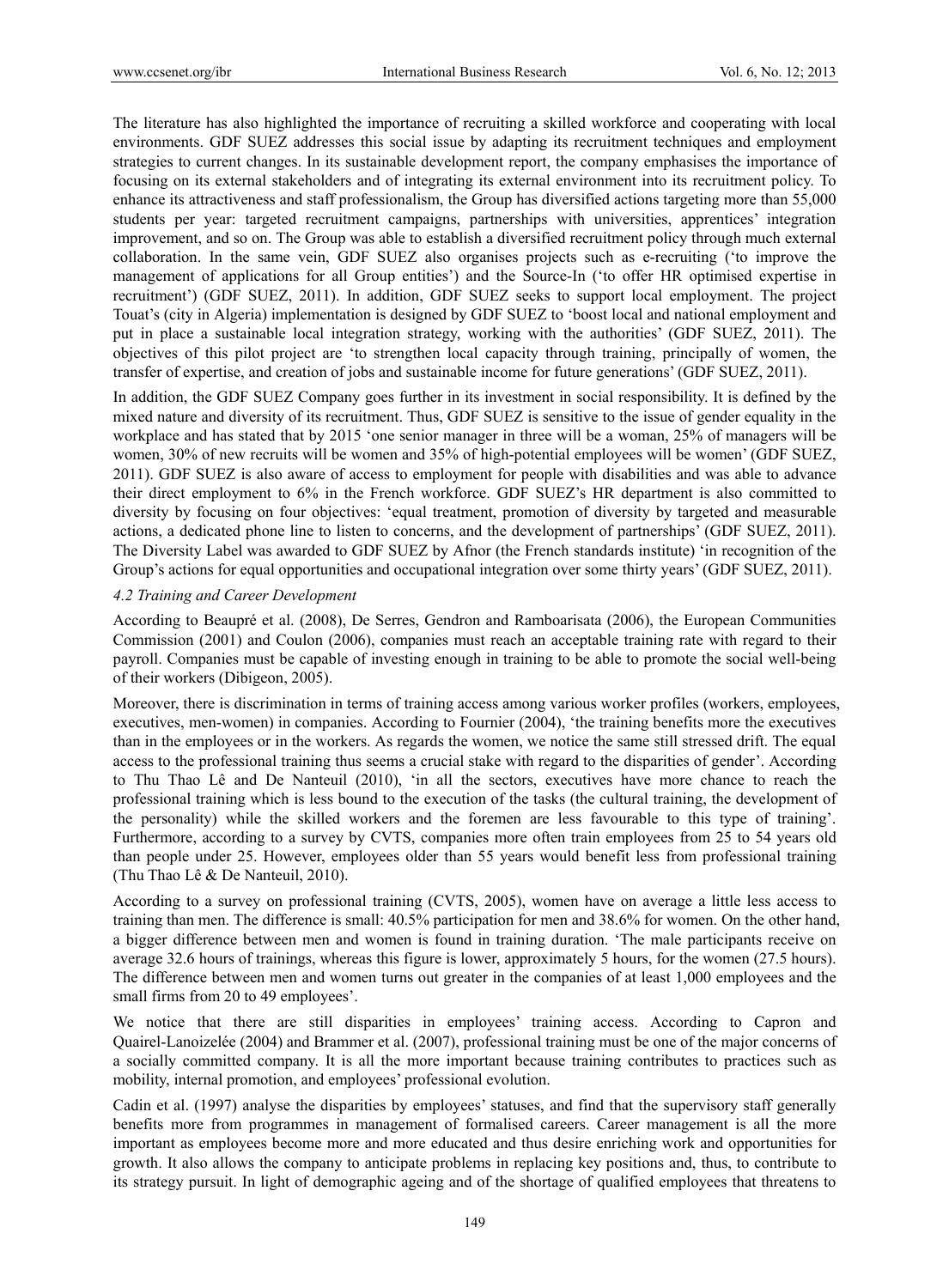The literature has also highlighted the importance of recruiting a skilled workforce and cooperating with local environments. GDF SUEZ addresses this social issue by adapting its recruitment techniques and employment strategies to current changes. In its sustainable development report, the company emphasises the importance of focusing on its external stakeholders and of integrating its external environment into its recruitment policy. To enhance its attractiveness and staff professionalism, the Group has diversified actions targeting more than 55,000 students per year: targeted recruitment campaigns, partnerships with universities, apprentices' integration improvement, and so on. The Group was able to establish a diversified recruitment policy through much external collaboration. In the same vein, GDF SUEZ also organises projects such as e-recruiting ('to improve the management of applications for all Group entities') and the Source-In ('to offer HR optimised expertise in recruitment') (GDF SUEZ, 2011). In addition, GDF SUEZ seeks to support local employment. The project Touat's (city in Algeria) implementation is designed by GDF SUEZ to 'boost local and national employment and put in place a sustainable local integration strategy, working with the authorities' (GDF SUEZ, 2011). The objectives of this pilot project are 'to strengthen local capacity through training, principally of women, the transfer of expertise, and creation of jobs and sustainable income for future generations' (GDF SUEZ, 2011).

In addition, the GDF SUEZ Company goes further in its investment in social responsibility. It is defined by the mixed nature and diversity of its recruitment. Thus, GDF SUEZ is sensitive to the issue of gender equality in the workplace and has stated that by 2015 'one senior manager in three will be a woman, 25% of managers will be women, 30% of new recruits will be women and 35% of high-potential employees will be women' (GDF SUEZ, 2011). GDF SUEZ is also aware of access to employment for people with disabilities and was able to advance their direct employment to 6% in the French workforce. GDF SUEZ's HR department is also committed to diversity by focusing on four objectives: 'equal treatment, promotion of diversity by targeted and measurable actions, a dedicated phone line to listen to concerns, and the development of partnerships' (GDF SUEZ, 2011). The Diversity Label was awarded to GDF SUEZ by Afnor (the French standards institute) 'in recognition of the Group's actions for equal opportunities and occupational integration over some thirty years' (GDF SUEZ, 2011).

### *4.2 Training and Career Development*

According to Beaupré et al. (2008), De Serres, Gendron and Ramboarisata (2006), the European Communities Commission (2001) and Coulon (2006), companies must reach an acceptable training rate with regard to their payroll. Companies must be capable of investing enough in training to be able to promote the social well-being of their workers (Dibigeon, 2005).

Moreover, there is discrimination in terms of training access among various worker profiles (workers, employees, executives, men-women) in companies. According to Fournier (2004), 'the training benefits more the executives than in the employees or in the workers. As regards the women, we notice the same still stressed drift. The equal access to the professional training thus seems a crucial stake with regard to the disparities of gender'. According to Thu Thao Lê and De Nanteuil (2010), 'in all the sectors, executives have more chance to reach the professional training which is less bound to the execution of the tasks (the cultural training, the development of the personality) while the skilled workers and the foremen are less favourable to this type of training'. Furthermore, according to a survey by CVTS, companies more often train employees from 25 to 54 years old than people under 25. However, employees older than 55 years would benefit less from professional training (Thu Thao Lê & De Nanteuil, 2010).

According to a survey on professional training (CVTS, 2005), women have on average a little less access to training than men. The difference is small: 40.5% participation for men and 38.6% for women. On the other hand, a bigger difference between men and women is found in training duration. 'The male participants receive on average 32.6 hours of trainings, whereas this figure is lower, approximately 5 hours, for the women (27.5 hours). The difference between men and women turns out greater in the companies of at least 1,000 employees and the small firms from 20 to 49 employees'.

We notice that there are still disparities in employees' training access. According to Capron and Quairel-Lanoizelée (2004) and Brammer et al. (2007), professional training must be one of the major concerns of a socially committed company. It is all the more important because training contributes to practices such as mobility, internal promotion, and employees' professional evolution.

Cadin et al. (1997) analyse the disparities by employees' statuses, and find that the supervisory staff generally benefits more from programmes in management of formalised careers. Career management is all the more important as employees become more and more educated and thus desire enriching work and opportunities for growth. It also allows the company to anticipate problems in replacing key positions and, thus, to contribute to its strategy pursuit. In light of demographic ageing and of the shortage of qualified employees that threatens to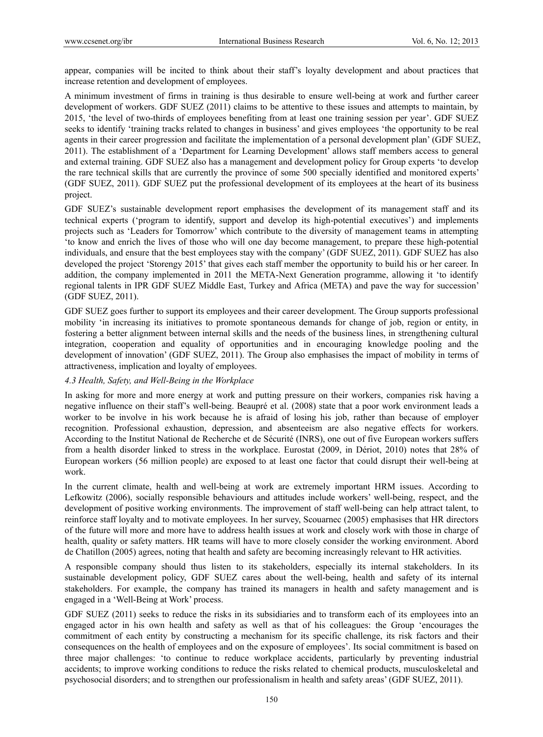appear, companies will be incited to think about their staff's loyalty development and about practices that increase retention and development of employees.

A minimum investment of firms in training is thus desirable to ensure well-being at work and further career development of workers. GDF SUEZ (2011) claims to be attentive to these issues and attempts to maintain, by 2015, 'the level of two-thirds of employees benefiting from at least one training session per year'. GDF SUEZ seeks to identify 'training tracks related to changes in business' and gives employees 'the opportunity to be real agents in their career progression and facilitate the implementation of a personal development plan' (GDF SUEZ, 2011). The establishment of a 'Department for Learning Development' allows staff members access to general and external training. GDF SUEZ also has a management and development policy for Group experts 'to develop the rare technical skills that are currently the province of some 500 specially identified and monitored experts' (GDF SUEZ, 2011). GDF SUEZ put the professional development of its employees at the heart of its business project.

GDF SUEZ's sustainable development report emphasises the development of its management staff and its technical experts ('program to identify, support and develop its high-potential executives') and implements projects such as 'Leaders for Tomorrow' which contribute to the diversity of management teams in attempting 'to know and enrich the lives of those who will one day become management, to prepare these high-potential individuals, and ensure that the best employees stay with the company' (GDF SUEZ, 2011). GDF SUEZ has also developed the project 'Storengy 2015' that gives each staff member the opportunity to build his or her career. In addition, the company implemented in 2011 the META-Next Generation programme, allowing it 'to identify regional talents in IPR GDF SUEZ Middle East, Turkey and Africa (META) and pave the way for succession' (GDF SUEZ, 2011).

GDF SUEZ goes further to support its employees and their career development. The Group supports professional mobility 'in increasing its initiatives to promote spontaneous demands for change of job, region or entity, in fostering a better alignment between internal skills and the needs of the business lines, in strengthening cultural integration, cooperation and equality of opportunities and in encouraging knowledge pooling and the development of innovation' (GDF SUEZ, 2011). The Group also emphasises the impact of mobility in terms of attractiveness, implication and loyalty of employees.

### *4.3 Health, Safety, and Well-Being in the Workplace*

In asking for more and more energy at work and putting pressure on their workers, companies risk having a negative influence on their staff's well-being. Beaupré et al. (2008) state that a poor work environment leads a worker to be involve in his work because he is afraid of losing his job, rather than because of employer recognition. Professional exhaustion, depression, and absenteeism are also negative effects for workers. According to the Institut National de Recherche et de Sécurité (INRS), one out of five European workers suffers from a health disorder linked to stress in the workplace. Eurostat (2009, in Dériot, 2010) notes that 28% of European workers (56 million people) are exposed to at least one factor that could disrupt their well-being at work.

In the current climate, health and well-being at work are extremely important HRM issues. According to Lefkowitz (2006), socially responsible behaviours and attitudes include workers' well-being, respect, and the development of positive working environments. The improvement of staff well-being can help attract talent, to reinforce staff loyalty and to motivate employees. In her survey, Scouarnec (2005) emphasises that HR directors of the future will more and more have to address health issues at work and closely work with those in charge of health, quality or safety matters. HR teams will have to more closely consider the working environment. Abord de Chatillon (2005) agrees, noting that health and safety are becoming increasingly relevant to HR activities.

A responsible company should thus listen to its stakeholders, especially its internal stakeholders. In its sustainable development policy, GDF SUEZ cares about the well-being, health and safety of its internal stakeholders. For example, the company has trained its managers in health and safety management and is engaged in a 'Well-Being at Work' process.

GDF SUEZ (2011) seeks to reduce the risks in its subsidiaries and to transform each of its employees into an engaged actor in his own health and safety as well as that of his colleagues: the Group 'encourages the commitment of each entity by constructing a mechanism for its specific challenge, its risk factors and their consequences on the health of employees and on the exposure of employees'. Its social commitment is based on three major challenges: 'to continue to reduce workplace accidents, particularly by preventing industrial accidents; to improve working conditions to reduce the risks related to chemical products, musculoskeletal and psychosocial disorders; and to strengthen our professionalism in health and safety areas' (GDF SUEZ, 2011).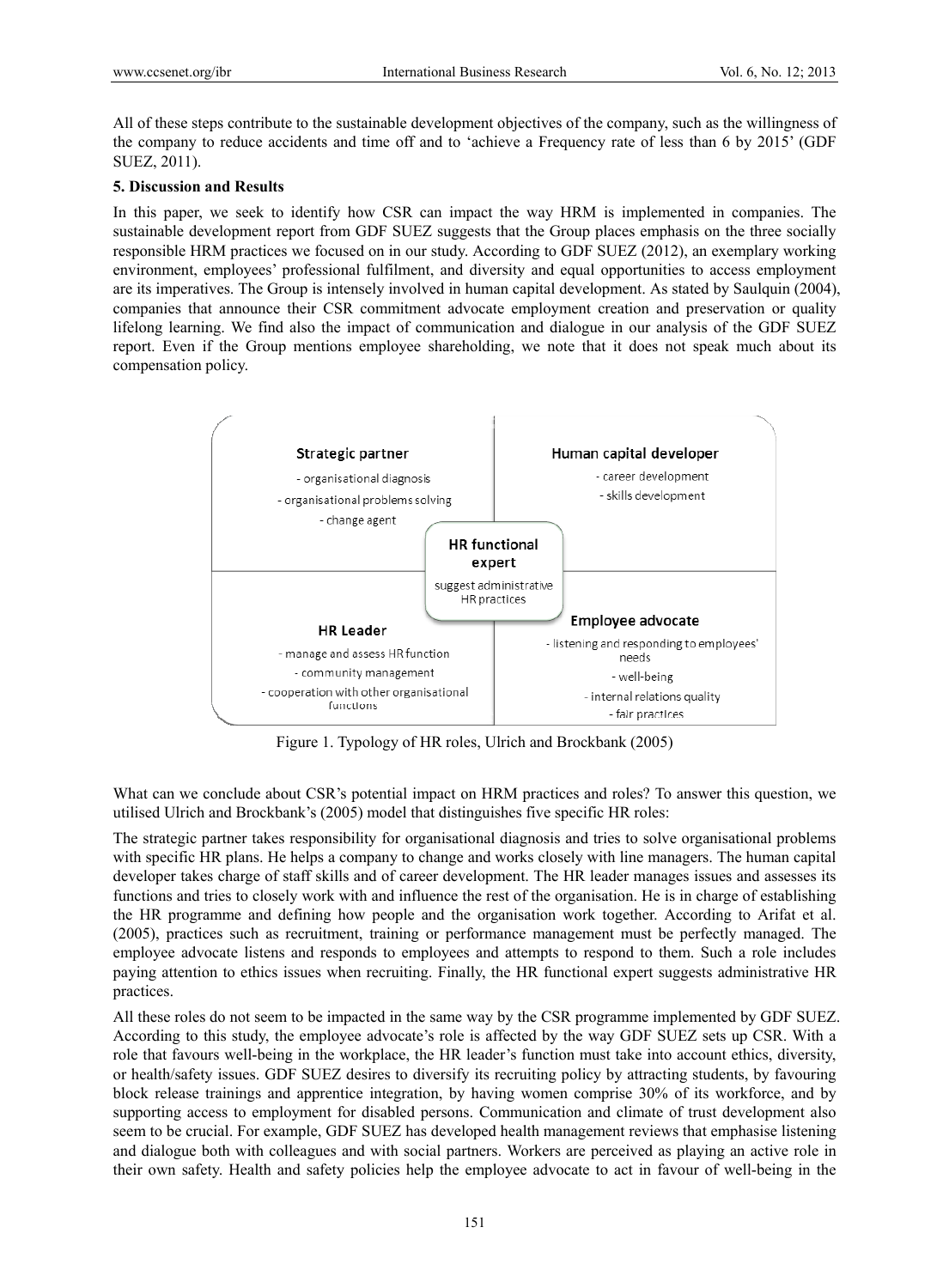All of these steps contribute to the sustainable development objectives of the company, such as the willingness of the company to reduce accidents and time off and to 'achieve a Frequency rate of less than 6 by 2015' (GDF SUEZ, 2011).

## 5. Discussion and Results

In this paper, we seek to identify how CSR can impact the way HRM is implemented in companies. The sustainable development report from GDF SUEZ suggests that the Group places emphasis on the three socially responsible HRM practices we focused on in our study. According to GDF SUEZ (2012), an exemplary working environment, employees' professional fulfilment, and diversity and equal opportunities to access employment are its imperatives. The Group is intensely involved in human capital development. As stated by Saulquin (2004), companies that announce their CSR commitment advocate employment creation and preservation or quality lifelong learning. We find also the impact of communication and dialogue in our analysis of the GDF SUEZ report. Even if the Group mentions employee shareholding, we note that it does not speak much about its compensation policy.

| **Strategic partner** | **Human capital developer** |
|---|---|
| - organisational diagnosis<br>- organisational problems solving<br>- change agent | - career development<br>- skills development |
| **HR Leader** | **Employee advocate** |
| - manage and assess HR function<br>- community management<br>- cooperation with other organisational functions | - listening and responding to employees' needs<br>- well-being<br>- internal relations quality<br>- fair practices |

**HR functional expert** (centre): suggest administrative HR practices

Figure 1. Typology of HR roles, Ulrich and Brockbank (2005)

What can we conclude about CSR's potential impact on HRM practices and roles? To answer this question, we utilised Ulrich and Brockbank's (2005) model that distinguishes five specific HR roles:

The strategic partner takes responsibility for organisational diagnosis and tries to solve organisational problems with specific HR plans. He helps a company to change and works closely with line managers. The human capital developer takes charge of staff skills and of career development. The HR leader manages issues and assesses its functions and tries to closely work with and influence the rest of the organisation. He is in charge of establishing the HR programme and defining how people and the organisation work together. According to Arifat et al. (2005), practices such as recruitment, training or performance management must be perfectly managed. The employee advocate listens and responds to employees and attempts to respond to them. Such a role includes paying attention to ethics issues when recruiting. Finally, the HR functional expert suggests administrative HR practices.

All these roles do not seem to be impacted in the same way by the CSR programme implemented by GDF SUEZ. According to this study, the employee advocate's role is affected by the way GDF SUEZ sets up CSR. With a role that favours well-being in the workplace, the HR leader's function must take into account ethics, diversity, or health/safety issues. GDF SUEZ desires to diversify its recruiting policy by attracting students, by favouring block release trainings and apprentice integration, by having women comprise 30% of its workforce, and by supporting access to employment for disabled persons. Communication and climate of trust development also seem to be crucial. For example, GDF SUEZ has developed health management reviews that emphasise listening and dialogue both with colleagues and with social partners. Workers are perceived as playing an active role in their own safety. Health and safety policies help the employee advocate to act in favour of well-being in the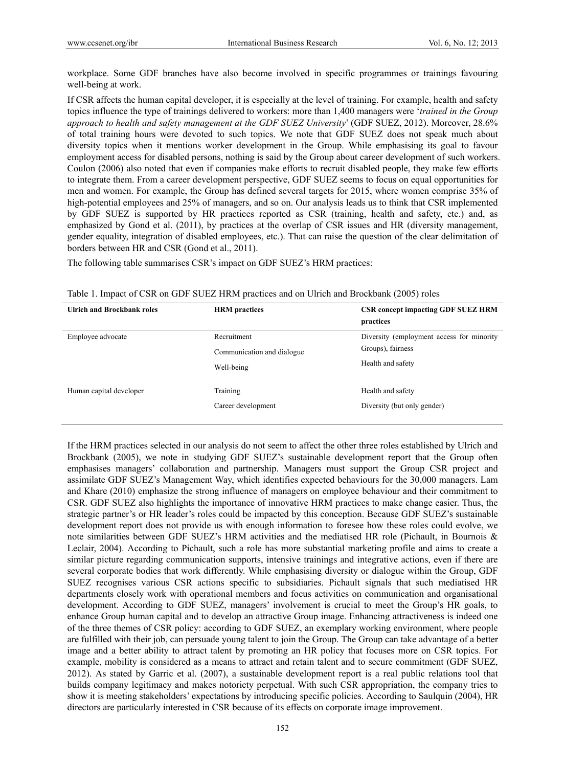workplace. Some GDF branches have also become involved in specific programmes or trainings favouring well-being at work.

If CSR affects the human capital developer, it is especially at the level of training. For example, health and safety topics influence the type of trainings delivered to workers: more than 1,400 managers were '*trained in the Group approach to health and safety management at the GDF SUEZ University*' (GDF SUEZ, 2012). Moreover, 28.6% of total training hours were devoted to such topics. We note that GDF SUEZ does not speak much about diversity topics when it mentions worker development in the Group. While emphasising its goal to favour employment access for disabled persons, nothing is said by the Group about career development of such workers. Coulon (2006) also noted that even if companies make efforts to recruit disabled people, they make few efforts to integrate them. From a career development perspective, GDF SUEZ seems to focus on equal opportunities for men and women. For example, the Group has defined several targets for 2015, where women comprise 35% of high-potential employees and 25% of managers, and so on. Our analysis leads us to think that CSR implemented by GDF SUEZ is supported by HR practices reported as CSR (training, health and safety, etc.) and, as emphasized by Gond et al. (2011), by practices at the overlap of CSR issues and HR (diversity management, gender equality, integration of disabled employees, etc.). That can raise the question of the clear delimitation of borders between HR and CSR (Gond et al., 2011).

The following table summarises CSR's impact on GDF SUEZ's HRM practices:

Table 1. Impact of CSR on GDF SUEZ HRM practices and on Ulrich and Brockbank (2005) roles

| Ulrich and Brockbank roles | HRM practices | CSR concept impacting GDF SUEZ HRM practices |
|---|---|---|
| Employee advocate | Recruitment | Diversity (employment access for minority |
| | Communication and dialogue | Groups), fairness |
| | Well-being | Health and safety |
| Human capital developer | Training | Health and safety |
| | Career development | Diversity (but only gender) |

If the HRM practices selected in our analysis do not seem to affect the other three roles established by Ulrich and Brockbank (2005), we note in studying GDF SUEZ's sustainable development report that the Group often emphasises managers' collaboration and partnership. Managers must support the Group CSR project and assimilate GDF SUEZ's Management Way, which identifies expected behaviours for the 30,000 managers. Lam and Khare (2010) emphasize the strong influence of managers on employee behaviour and their commitment to CSR. GDF SUEZ also highlights the importance of innovative HRM practices to make change easier. Thus, the strategic partner's or HR leader's roles could be impacted by this conception. Because GDF SUEZ's sustainable development report does not provide us with enough information to foresee how these roles could evolve, we note similarities between GDF SUEZ's HRM activities and the mediatised HR role (Pichault, in Bournois & Leclair, 2004). According to Pichault, such a role has more substantial marketing profile and aims to create a similar picture regarding communication supports, intensive trainings and integrative actions, even if there are several corporate bodies that work differently. While emphasising diversity or dialogue within the Group, GDF SUEZ recognises various CSR actions specific to subsidiaries. Pichault signals that such mediatised HR departments closely work with operational members and focus activities on communication and organisational development. According to GDF SUEZ, managers' involvement is crucial to meet the Group's HR goals, to enhance Group human capital and to develop an attractive Group image. Enhancing attractiveness is indeed one of the three themes of CSR policy: according to GDF SUEZ, an exemplary working environment, where people are fulfilled with their job, can persuade young talent to join the Group. The Group can take advantage of a better image and a better ability to attract talent by promoting an HR policy that focuses more on CSR topics. For example, mobility is considered as a means to attract and retain talent and to secure commitment (GDF SUEZ, 2012). As stated by Garric et al. (2007), a sustainable development report is a real public relations tool that builds company legitimacy and makes notoriety perpetual. With such CSR appropriation, the company tries to show it is meeting stakeholders' expectations by introducing specific policies. According to Saulquin (2004), HR directors are particularly interested in CSR because of its effects on corporate image improvement.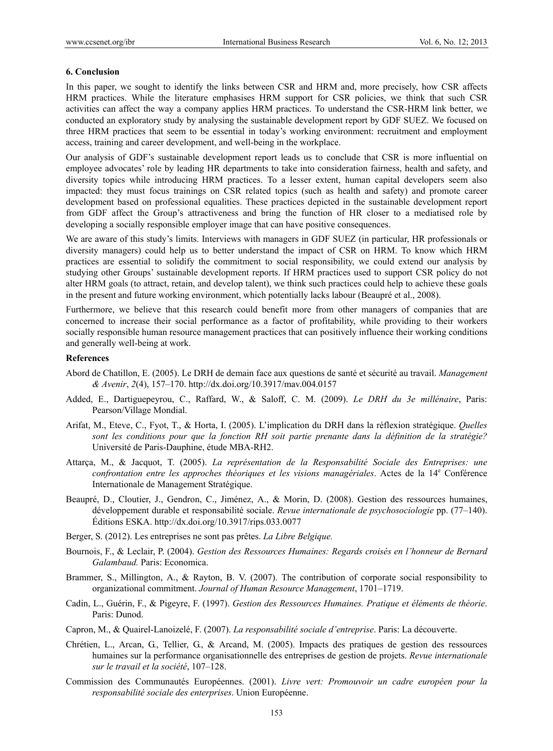## 6. Conclusion

In this paper, we sought to identify the links between CSR and HRM and, more precisely, how CSR affects HRM practices. While the literature emphasises HRM support for CSR policies, we think that such CSR activities can affect the way a company applies HRM practices. To understand the CSR-HRM link better, we conducted an exploratory study by analysing the sustainable development report by GDF SUEZ. We focused on three HRM practices that seem to be essential in today's working environment: recruitment and employment access, training and career development, and well-being in the workplace.

Our analysis of GDF's sustainable development report leads us to conclude that CSR is more influential on employee advocates' role by leading HR departments to take into consideration fairness, health and safety, and diversity topics while introducing HRM practices. To a lesser extent, human capital developers seem also impacted: they must focus trainings on CSR related topics (such as health and safety) and promote career development based on professional equalities. These practices depicted in the sustainable development report from GDF affect the Group's attractiveness and bring the function of HR closer to a mediatised role by developing a socially responsible employer image that can have positive consequences.

We are aware of this study's limits. Interviews with managers in GDF SUEZ (in particular, HR professionals or diversity managers) could help us to better understand the impact of CSR on HRM. To know which HRM practices are essential to solidify the commitment to social responsibility, we could extend our analysis by studying other Groups' sustainable development reports. If HRM practices used to support CSR policy do not alter HRM goals (to attract, retain, and develop talent), we think such practices could help to achieve these goals in the present and future working environment, which potentially lacks labour (Beaupré et al., 2008).

Furthermore, we believe that this research could benefit more from other managers of companies that are concerned to increase their social performance as a factor of profitability, while providing to their workers socially responsible human resource management practices that can positively influence their working conditions and generally well-being at work.

## References

Abord de Chatillon, E. (2005). Le DRH de demain face aux questions de santé et sécurité au travail. *Management & Avenir*, *2*(4), 157–170. http://dx.doi.org/10.3917/mav.004.0157

Added, E., Dartiguepeyrou, C., Raffard, W., & Saloff, C. M. (2009). *Le DRH du 3e millénaire*, Paris: Pearson/Village Mondial.

Arifat, M., Eteve, C., Fyot, T., & Horta, I. (2005). L'implication du DRH dans la réflexion stratégique. *Quelles sont les conditions pour que la fonction RH soit partie prenante dans la définition de la stratégie?* Université de Paris-Dauphine, étude MBA-RH2.

Attarça, M., & Jacquot, T. (2005). *La représentation de la Responsabilité Sociale des Entreprises: une confrontation entre les approches théoriques et les visions managériales*. Actes de la 14e Conférence Internationale de Management Stratégique.

Beaupré, D., Cloutier, J., Gendron, C., Jiménez, A., & Morin, D. (2008). Gestion des ressources humaines, développement durable et responsabilité sociale. *Revue internationale de psychosociologie* pp. (77–140). Éditions ESKA. http://dx.doi.org/10.3917/rips.033.0077

Berger, S. (2012). Les entreprises ne sont pas prêtes. *La Libre Belgique.*

Bournois, F., & Leclair, P. (2004). *Gestion des Ressources Humaines: Regards croisés en l'honneur de Bernard Galambaud.* Paris: Economica.

Brammer, S., Millington, A., & Rayton, B. V. (2007). The contribution of corporate social responsibility to organizational commitment. *Journal of Human Resource Management*, 1701–1719.

Cadin, L., Guérin, F., & Pigeyre, F. (1997). *Gestion des Ressources Humaines. Pratique et éléments de théorie*. Paris: Dunod.

Capron, M., & Quairel-Lanoizelé, F. (2007). *La responsabilité sociale d'entreprise*. Paris: La découverte.

Chrétien, L., Arcan, G., Tellier, G., & Arcand, M. (2005). Impacts des pratiques de gestion des ressources humaines sur la performance organisationnelle des entreprises de gestion de projets. *Revue internationale sur le travail et la société*, 107–128.

Commission des Communautés Européennes. (2001). *Livre vert: Promouvoir un cadre européen pour la responsabilité sociale des enterprises*. Union Européenne.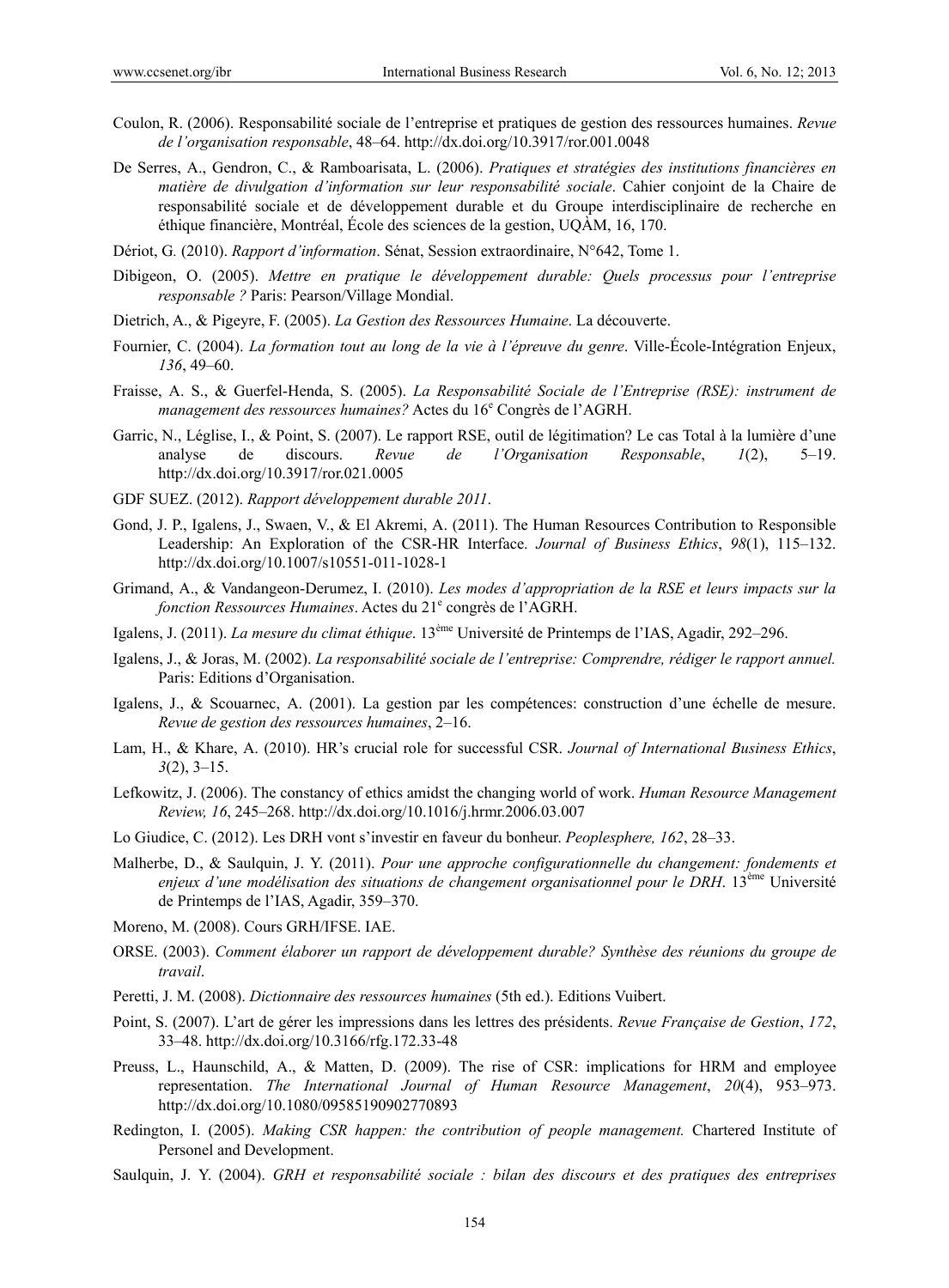Coulon, R. (2006). Responsabilité sociale de l'entreprise et pratiques de gestion des ressources humaines. *Revue de l'organisation responsable*, 48–64. http://dx.doi.org/10.3917/ror.001.0048

De Serres, A., Gendron, C., & Ramboarisata, L. (2006). *Pratiques et stratégies des institutions financières en matière de divulgation d'information sur leur responsabilité sociale*. Cahier conjoint de la Chaire de responsabilité sociale et de développement durable et du Groupe interdisciplinaire de recherche en éthique financière, Montréal, École des sciences de la gestion, UQÀM, 16, 170.

Dériot, G. (2010). *Rapport d'information*. Sénat, Session extraordinaire, N°642, Tome 1.

Dibigeon, O. (2005). *Mettre en pratique le développement durable: Quels processus pour l'entreprise responsable ?* Paris: Pearson/Village Mondial.

Dietrich, A., & Pigeyre, F. (2005). *La Gestion des Ressources Humaine*. La découverte.

Fournier, C. (2004). *La formation tout au long de la vie à l'épreuve du genre*. Ville-École-Intégration Enjeux, *136*, 49–60.

Fraisse, A. S., & Guerfel-Henda, S. (2005). *La Responsabilité Sociale de l'Entreprise (RSE): instrument de management des ressources humaines?* Actes du 16e Congrès de l'AGRH.

Garric, N., Léglise, I., & Point, S. (2007). Le rapport RSE, outil de légitimation? Le cas Total à la lumière d'une analyse de discours. *Revue de l'Organisation Responsable*, *1*(2), 5–19. http://dx.doi.org/10.3917/ror.021.0005

GDF SUEZ. (2012). *Rapport développement durable 2011*.

Gond, J. P., Igalens, J., Swaen, V., & El Akremi, A. (2011). The Human Resources Contribution to Responsible Leadership: An Exploration of the CSR-HR Interface. *Journal of Business Ethics*, *98*(1), 115–132. http://dx.doi.org/10.1007/s10551-011-1028-1

Grimand, A., & Vandangeon-Derumez, I. (2010). *Les modes d'appropriation de la RSE et leurs impacts sur la fonction Ressources Humaines*. Actes du 21e congrès de l'AGRH.

Igalens, J. (2011). *La mesure du climat éthique*. 13ème Université de Printemps de l'IAS, Agadir, 292–296.

Igalens, J., & Joras, M. (2002). *La responsabilité sociale de l'entreprise: Comprendre, rédiger le rapport annuel.* Paris: Editions d'Organisation.

Igalens, J., & Scouarnec, A. (2001). La gestion par les compétences: construction d'une échelle de mesure. *Revue de gestion des ressources humaines*, 2–16.

Lam, H., & Khare, A. (2010). HR's crucial role for successful CSR. *Journal of International Business Ethics*, *3*(2), 3–15.

Lefkowitz, J. (2006). The constancy of ethics amidst the changing world of work. *Human Resource Management Review, 16*, 245–268. http://dx.doi.org/10.1016/j.hrmr.2006.03.007

Lo Giudice, C. (2012). Les DRH vont s'investir en faveur du bonheur. *Peoplesphere, 162*, 28–33.

Malherbe, D., & Saulquin, J. Y. (2011). *Pour une approche configurationnelle du changement: fondements et enjeux d'une modélisation des situations de changement organisationnel pour le DRH*. 13ème Université de Printemps de l'IAS, Agadir, 359–370.

Moreno, M. (2008). Cours GRH/IFSE. IAE.

ORSE. (2003). *Comment élaborer un rapport de développement durable? Synthèse des réunions du groupe de travail*.

Peretti, J. M. (2008). *Dictionnaire des ressources humaines* (5th ed.). Editions Vuibert.

Point, S. (2007). L'art de gérer les impressions dans les lettres des présidents. *Revue Française de Gestion*, *172*, 33–48. http://dx.doi.org/10.3166/rfg.172.33-48

Preuss, L., Haunschild, A., & Matten, D. (2009). The rise of CSR: implications for HRM and employee representation. *The International Journal of Human Resource Management*, *20*(4), 953–973. http://dx.doi.org/10.1080/09585190902770893

Redington, I. (2005). *Making CSR happen: the contribution of people management.* Chartered Institute of Personel and Development.

Saulquin, J. Y. (2004). *GRH et responsabilité sociale : bilan des discours et des pratiques des entreprises*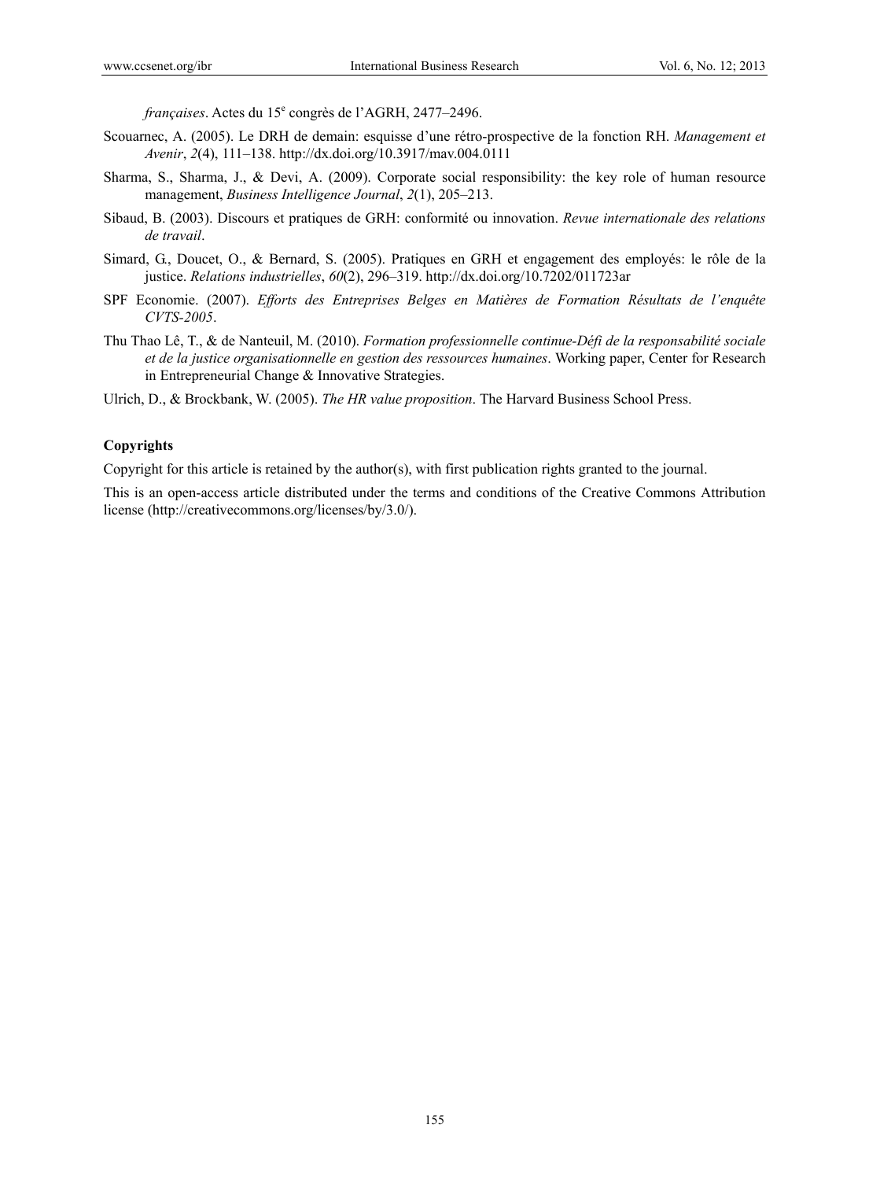*françaises*. Actes du 15[e] congrès de l'AGRH, 2477–2496.

Scouarnec, A. (2005). Le DRH de demain: esquisse d'une rétro-prospective de la fonction RH. *Management et Avenir*, *2*(4), 111–138. http://dx.doi.org/10.3917/mav.004.0111

Sharma, S., Sharma, J., & Devi, A. (2009). Corporate social responsibility: the key role of human resource management, *Business Intelligence Journal*, *2*(1), 205–213.

Sibaud, B. (2003). Discours et pratiques de GRH: conformité ou innovation. *Revue internationale des relations de travail*.

Simard, G., Doucet, O., & Bernard, S. (2005). Pratiques en GRH et engagement des employés: le rôle de la justice. *Relations industrielles*, *60*(2), 296–319. http://dx.doi.org/10.7202/011723ar

SPF Economie. (2007). *Efforts des Entreprises Belges en Matières de Formation Résultats de l'enquête CVTS-2005*.

Thu Thao Lê, T., & de Nanteuil, M. (2010). *Formation professionnelle continue-Défi de la responsabilité sociale et de la justice organisationnelle en gestion des ressources humaines*. Working paper, Center for Research in Entrepreneurial Change & Innovative Strategies.

Ulrich, D., & Brockbank, W. (2005). *The HR value proposition*. The Harvard Business School Press.

**Copyrights**

Copyright for this article is retained by the author(s), with first publication rights granted to the journal.

This is an open-access article distributed under the terms and conditions of the Creative Commons Attribution license (http://creativecommons.org/licenses/by/3.0/).